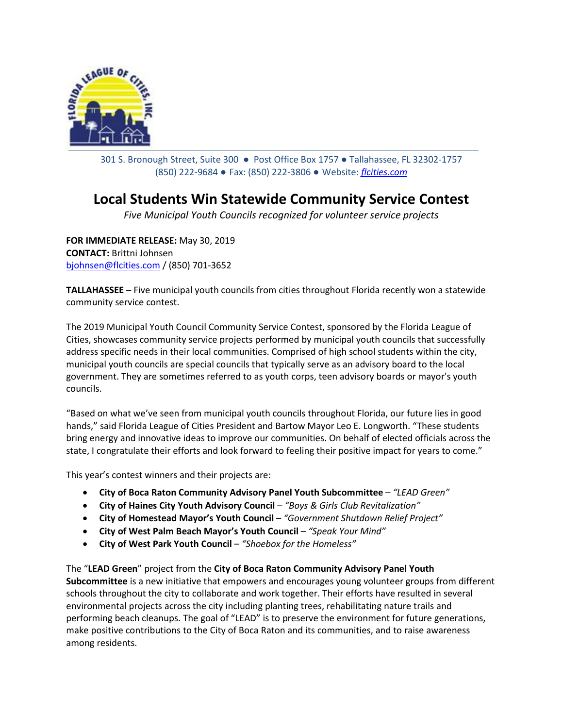301 S. Bronough Street, Suite 300 ● Post Office Box 1757 ● Tallahassee, FL 32302-1757
(850) 222-9684 ● Fax: (850) 222-3806 ● Website: [flcities.com](flcities.com)

# Local Students Win Statewide Community Service Contest

*Five Municipal Youth Councils recognized for volunteer service projects*

**FOR IMMEDIATE RELEASE:** May 30, 2019
**CONTACT:** Brittni Johnsen
bjohnsen@flcities.com / (850) 701-3652

**TALLAHASSEE** – Five municipal youth councils from cities throughout Florida recently won a statewide community service contest.

The 2019 Municipal Youth Council Community Service Contest, sponsored by the Florida League of Cities, showcases community service projects performed by municipal youth councils that successfully address specific needs in their local communities. Comprised of high school students within the city, municipal youth councils are special councils that typically serve as an advisory board to the local government. They are sometimes referred to as youth corps, teen advisory boards or mayor's youth councils.

"Based on what we've seen from municipal youth councils throughout Florida, our future lies in good hands," said Florida League of Cities President and Bartow Mayor Leo E. Longworth. "These students bring energy and innovative ideas to improve our communities. On behalf of elected officials across the state, I congratulate their efforts and look forward to feeling their positive impact for years to come."

This year's contest winners and their projects are:

- **City of Boca Raton Community Advisory Panel Youth Subcommittee** – *"LEAD Green"*
- **City of Haines City Youth Advisory Council** – *"Boys & Girls Club Revitalization"*
- **City of Homestead Mayor's Youth Council** – *"Government Shutdown Relief Project"*
- **City of West Palm Beach Mayor's Youth Council** – *"Speak Your Mind"*
- **City of West Park Youth Council** – *"Shoebox for the Homeless"*

The "**LEAD Green**" project from the **City of Boca Raton Community Advisory Panel Youth Subcommittee** is a new initiative that empowers and encourages young volunteer groups from different schools throughout the city to collaborate and work together. Their efforts have resulted in several environmental projects across the city including planting trees, rehabilitating nature trails and performing beach cleanups. The goal of "LEAD" is to preserve the environment for future generations, make positive contributions to the City of Boca Raton and its communities, and to raise awareness among residents.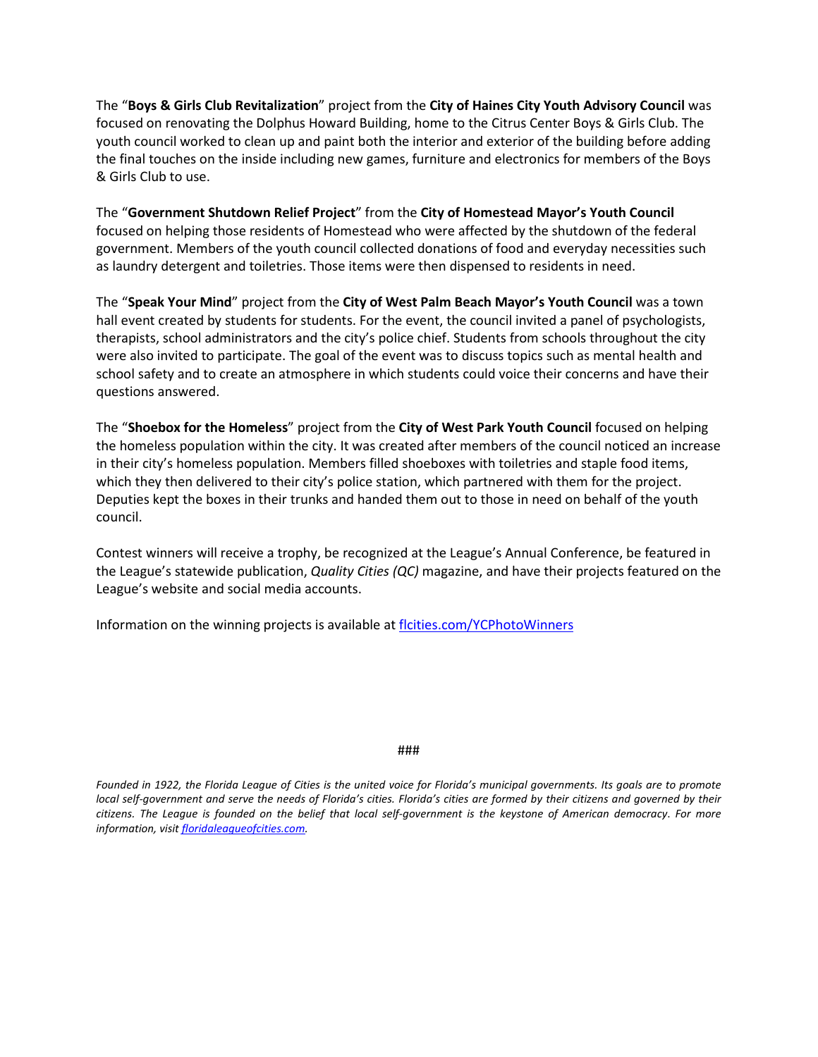The "**Boys & Girls Club Revitalization**" project from the **City of Haines City Youth Advisory Council** was focused on renovating the Dolphus Howard Building, home to the Citrus Center Boys & Girls Club. The youth council worked to clean up and paint both the interior and exterior of the building before adding the final touches on the inside including new games, furniture and electronics for members of the Boys & Girls Club to use.

The "**Government Shutdown Relief Project**" from the **City of Homestead Mayor's Youth Council** focused on helping those residents of Homestead who were affected by the shutdown of the federal government. Members of the youth council collected donations of food and everyday necessities such as laundry detergent and toiletries. Those items were then dispensed to residents in need.

The "**Speak Your Mind**" project from the **City of West Palm Beach Mayor's Youth Council** was a town hall event created by students for students. For the event, the council invited a panel of psychologists, therapists, school administrators and the city's police chief. Students from schools throughout the city were also invited to participate. The goal of the event was to discuss topics such as mental health and school safety and to create an atmosphere in which students could voice their concerns and have their questions answered.

The "**Shoebox for the Homeless**" project from the **City of West Park Youth Council** focused on helping the homeless population within the city. It was created after members of the council noticed an increase in their city's homeless population. Members filled shoeboxes with toiletries and staple food items, which they then delivered to their city's police station, which partnered with them for the project. Deputies kept the boxes in their trunks and handed them out to those in need on behalf of the youth council.

Contest winners will receive a trophy, be recognized at the League's Annual Conference, be featured in the League's statewide publication, *Quality Cities (QC)* magazine, and have their projects featured on the League's website and social media accounts.

Information on the winning projects is available at [flcities.com/YCPhotoWinners](flcities.com/YCPhotoWinners)

###

*Founded in 1922, the Florida League of Cities is the united voice for Florida's municipal governments. Its goals are to promote local self-government and serve the needs of Florida's cities. Florida's cities are formed by their citizens and governed by their citizens. The League is founded on the belief that local self-government is the keystone of American democracy. For more information, visit [floridaleagueofcities.com](floridaleagueofcities.com).*